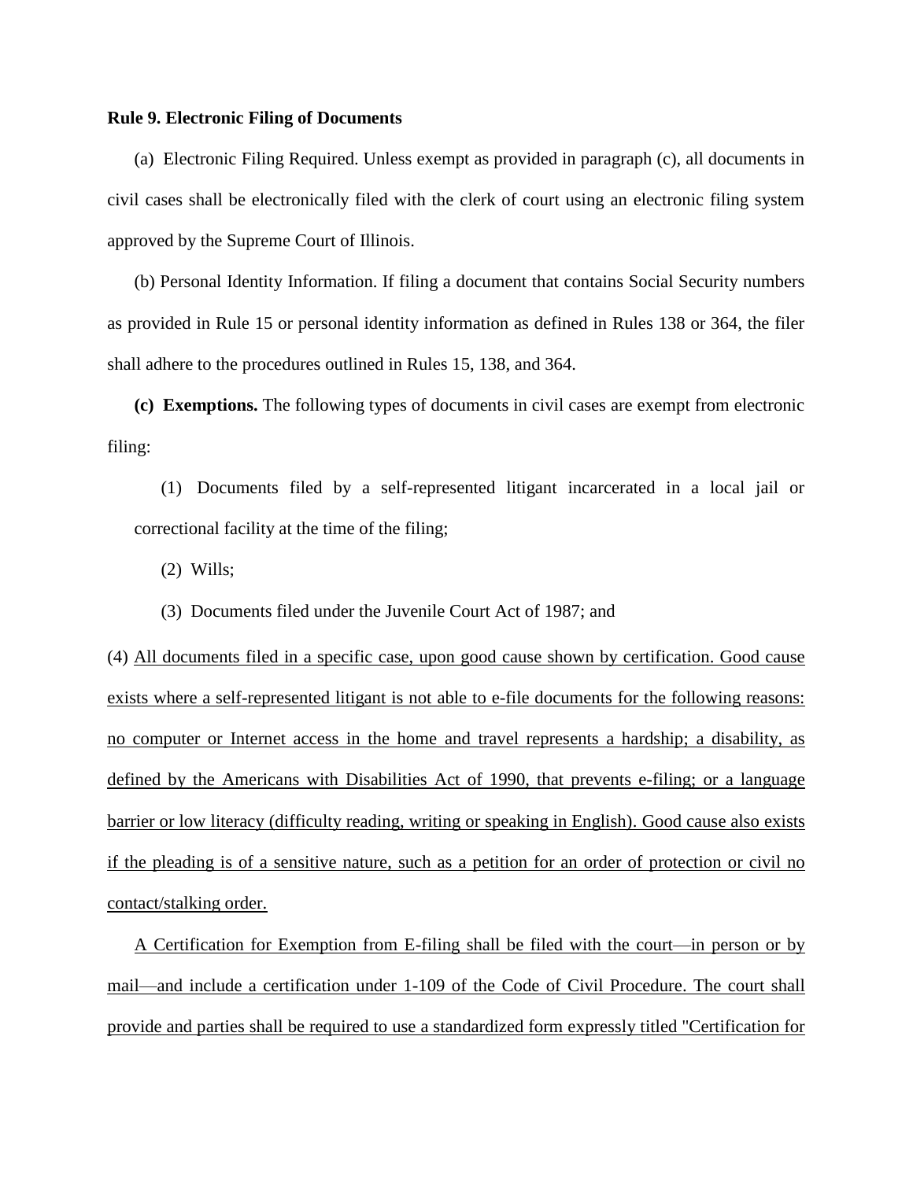**Rule 9. Electronic Filing of Documents**

(a) Electronic Filing Required. Unless exempt as provided in paragraph (c), all documents in civil cases shall be electronically filed with the clerk of court using an electronic filing system approved by the Supreme Court of Illinois.

(b) Personal Identity Information. If filing a document that contains Social Security numbers as provided in Rule 15 or personal identity information as defined in Rules 138 or 364, the filer shall adhere to the procedures outlined in Rules 15, 138, and 364.

**(c) Exemptions.** The following types of documents in civil cases are exempt from electronic filing:

(1) Documents filed by a self-represented litigant incarcerated in a local jail or correctional facility at the time of the filing;

(2) Wills;

(3) Documents filed under the Juvenile Court Act of 1987; and

(4) <u>All documents filed in a specific case, upon good cause shown by certification. Good cause exists where a self-represented litigant is not able to e-file documents for the following reasons: no computer or Internet access in the home and travel represents a hardship; a disability, as defined by the Americans with Disabilities Act of 1990, that prevents e-filing; or a language barrier or low literacy (difficulty reading, writing or speaking in English). Good cause also exists if the pleading is of a sensitive nature, such as a petition for an order of protection or civil no contact/stalking order.</u>

<u>A Certification for Exemption from E-filing shall be filed with the court—in person or by mail—and include a certification under 1-109 of the Code of Civil Procedure. The court shall provide and parties shall be required to use a standardized form expressly titled "Certification for</u>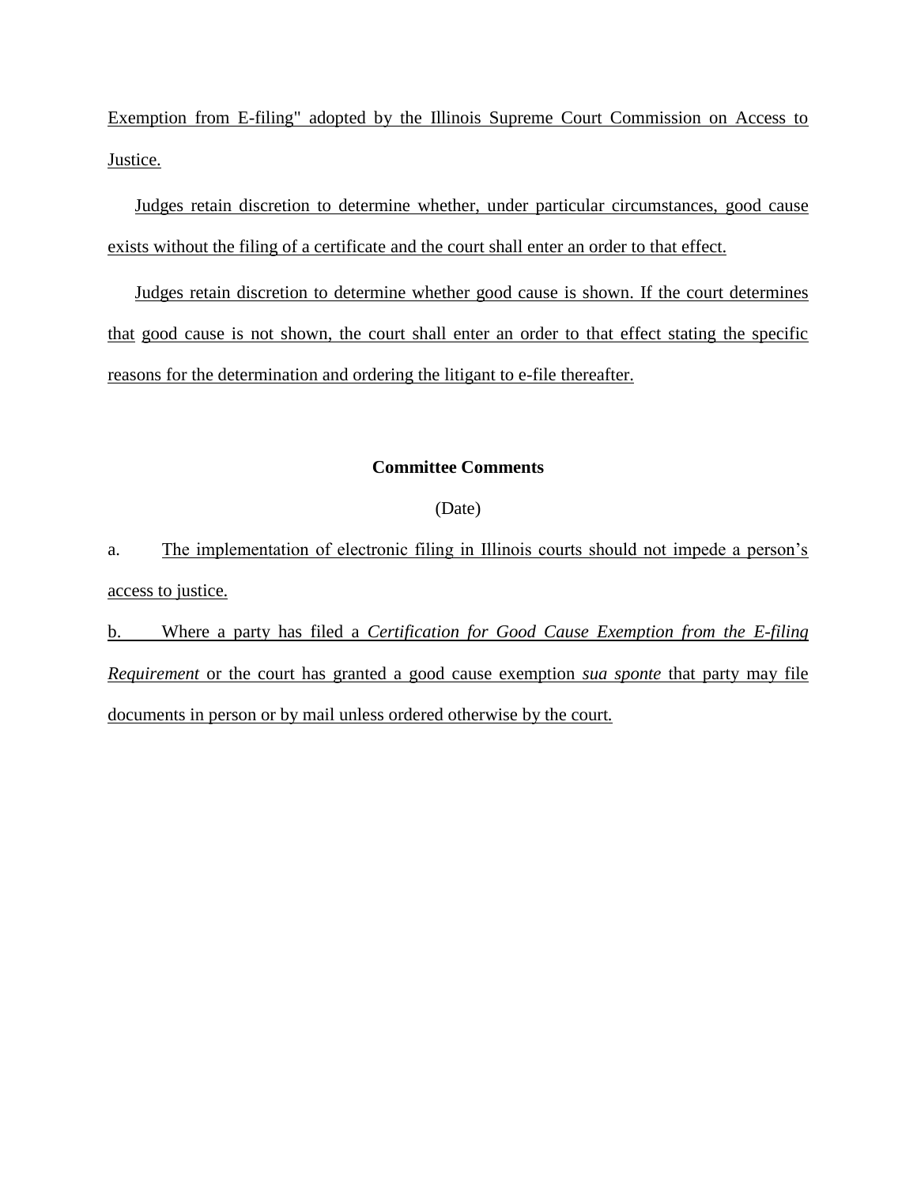Exemption from E-filing" adopted by the Illinois Supreme Court Commission on Access to Justice.

Judges retain discretion to determine whether, under particular circumstances, good cause exists without the filing of a certificate and the court shall enter an order to that effect.

Judges retain discretion to determine whether good cause is shown. If the court determines that good cause is not shown, the court shall enter an order to that effect stating the specific reasons for the determination and ordering the litigant to e-file thereafter.

**Committee Comments**

(Date)

a. The implementation of electronic filing in Illinois courts should not impede a person's access to justice.

b. Where a party has filed a *Certification for Good Cause Exemption from the E-filing Requirement* or the court has granted a good cause exemption *sua sponte* that party may file documents in person or by mail unless ordered otherwise by the court.